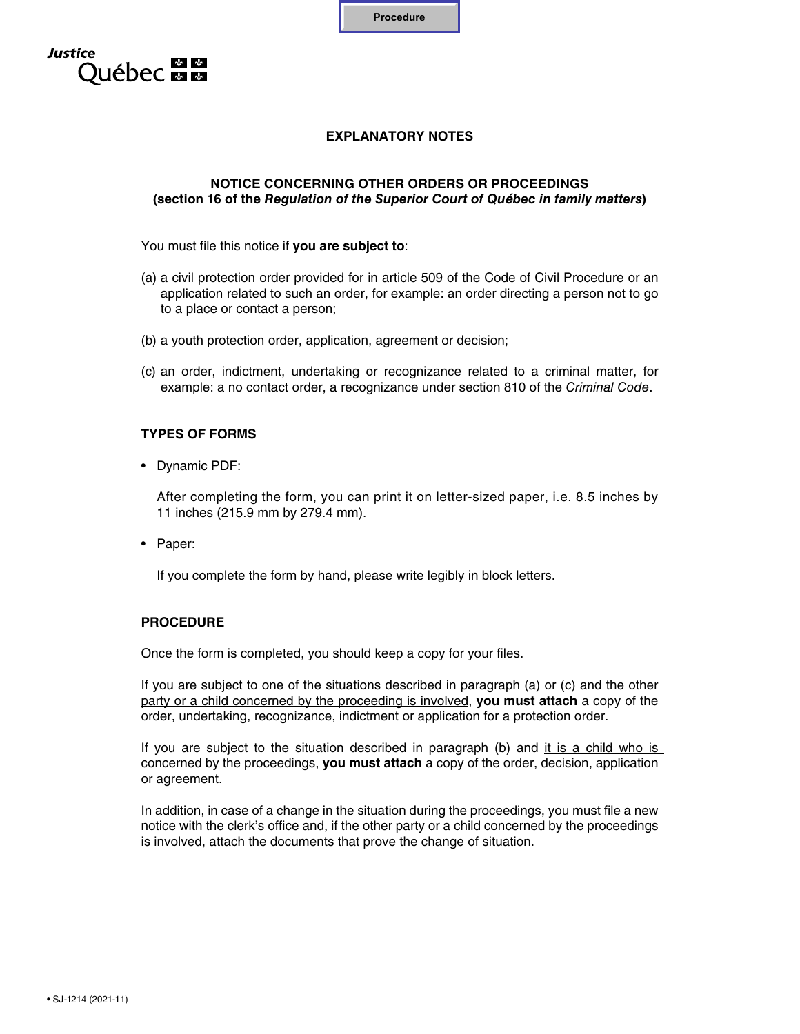Procedure

Justice Québec

# EXPLANATORY NOTES

## NOTICE CONCERNING OTHER ORDERS OR PROCEEDINGS
## (section 16 of the *Regulation of the Superior Court of Québec in family matters*)

You must file this notice if **you are subject to**:

(a) a civil protection order provided for in article 509 of the Code of Civil Procedure or an application related to such an order, for example: an order directing a person not to go to a place or contact a person;

(b) a youth protection order, application, agreement or decision;

(c) an order, indictment, undertaking or recognizance related to a criminal matter, for example: a no contact order, a recognizance under section 810 of the *Criminal Code*.

### TYPES OF FORMS

- Dynamic PDF:

  After completing the form, you can print it on letter-sized paper, i.e. 8.5 inches by 11 inches (215.9 mm by 279.4 mm).

- Paper:

  If you complete the form by hand, please write legibly in block letters.

### PROCEDURE

Once the form is completed, you should keep a copy for your files.

If you are subject to one of the situations described in paragraph (a) or (c) <u>and the other party or a child concerned by the proceeding is involved</u>, **you must attach** a copy of the order, undertaking, recognizance, indictment or application for a protection order.

If you are subject to the situation described in paragraph (b) and <u>it is a child who is concerned by the proceedings</u>, **you must attach** a copy of the order, decision, application or agreement.

In addition, in case of a change in the situation during the proceedings, you must file a new notice with the clerk's office and, if the other party or a child concerned by the proceedings is involved, attach the documents that prove the change of situation.

• SJ-1214 (2021-11)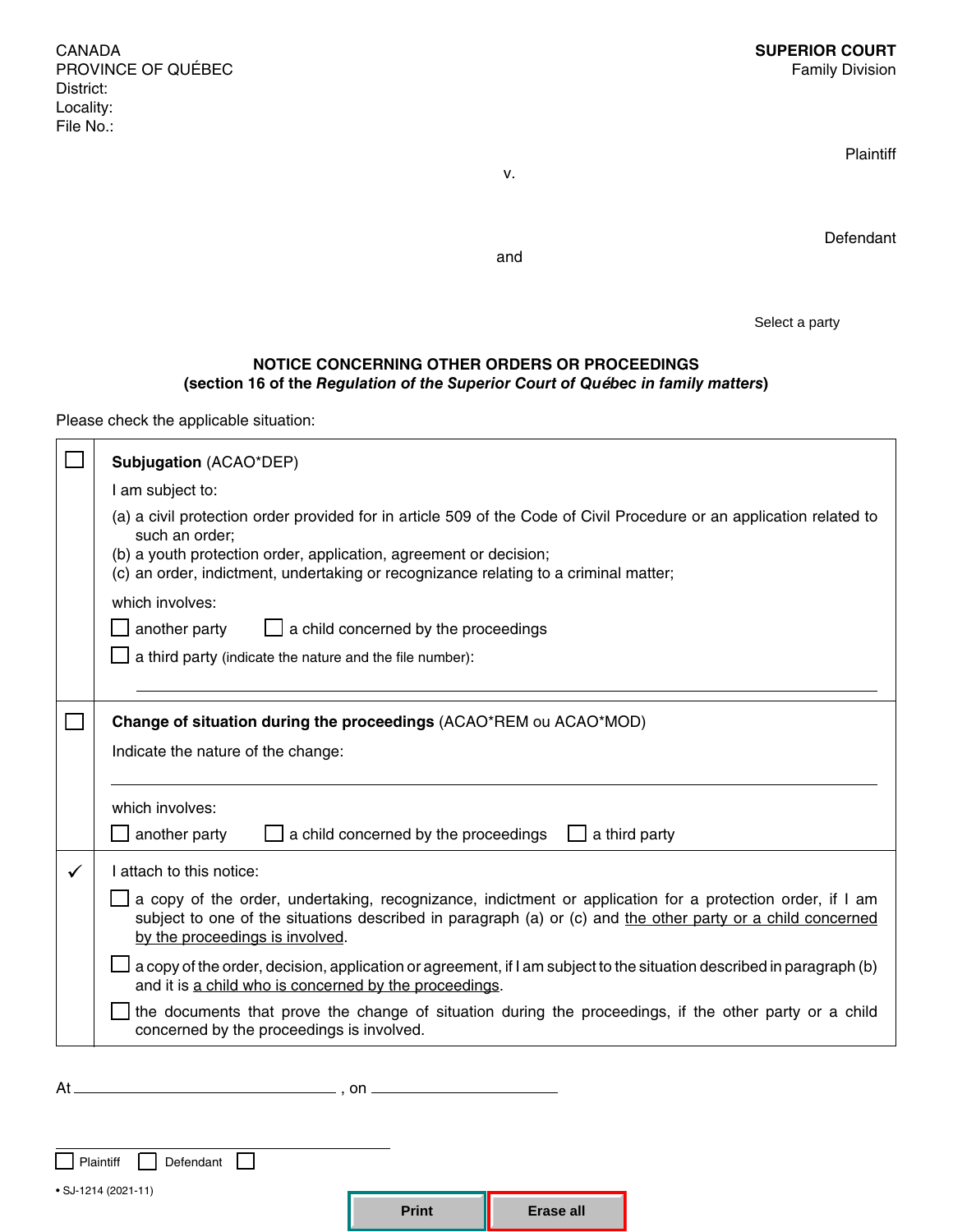CANADA
PROVINCE OF QUÉBEC
District:
Locality:
File No.:

**SUPERIOR COURT**
Family Division

Plaintiff

v.

Defendant

and

Select a party

**NOTICE CONCERNING OTHER ORDERS OR PROCEEDINGS**
**(section 16 of the *Regulation of the Superior Court of Québec in family matters*)**

Please check the applicable situation:

| | |
|---|---|
| ☐ | **Subjugation** (ACAO*DEP)<br><br>I am subject to:<br><br>(a) a civil protection order provided for in article 509 of the Code of Civil Procedure or an application related to such an order;<br>(b) a youth protection order, application, agreement or decision;<br>(c) an order, indictment, undertaking or recognizance relating to a criminal matter;<br><br>which involves:<br>☐ another party ☐ a child concerned by the proceedings<br>☐ a third party (indicate the nature and the file number): ______________________ |
| ☐ | **Change of situation during the proceedings** (ACAO*REM ou ACAO*MOD)<br><br>Indicate the nature of the change: ______________________<br><br>which involves:<br>☐ another party ☐ a child concerned by the proceedings ☐ a third party |
| ✓ | I attach to this notice:<br><br>☐ a copy of the order, undertaking, recognizance, indictment or application for a protection order, if I am subject to one of the situations described in paragraph (a) or (c) and <u>the other party or a child concerned by the proceedings is involved</u>.<br><br>☐ a copy of the order, decision, application or agreement, if I am subject to the situation described in paragraph (b) and it is <u>a child who is concerned by the proceedings</u>.<br><br>☐ the documents that prove the change of situation during the proceedings, if the other party or a child concerned by the proceedings is involved. |

At ______________________ , on ______________________

______________________
☐ Plaintiff ☐ Defendant ☐

• SJ-1214 (2021-11)